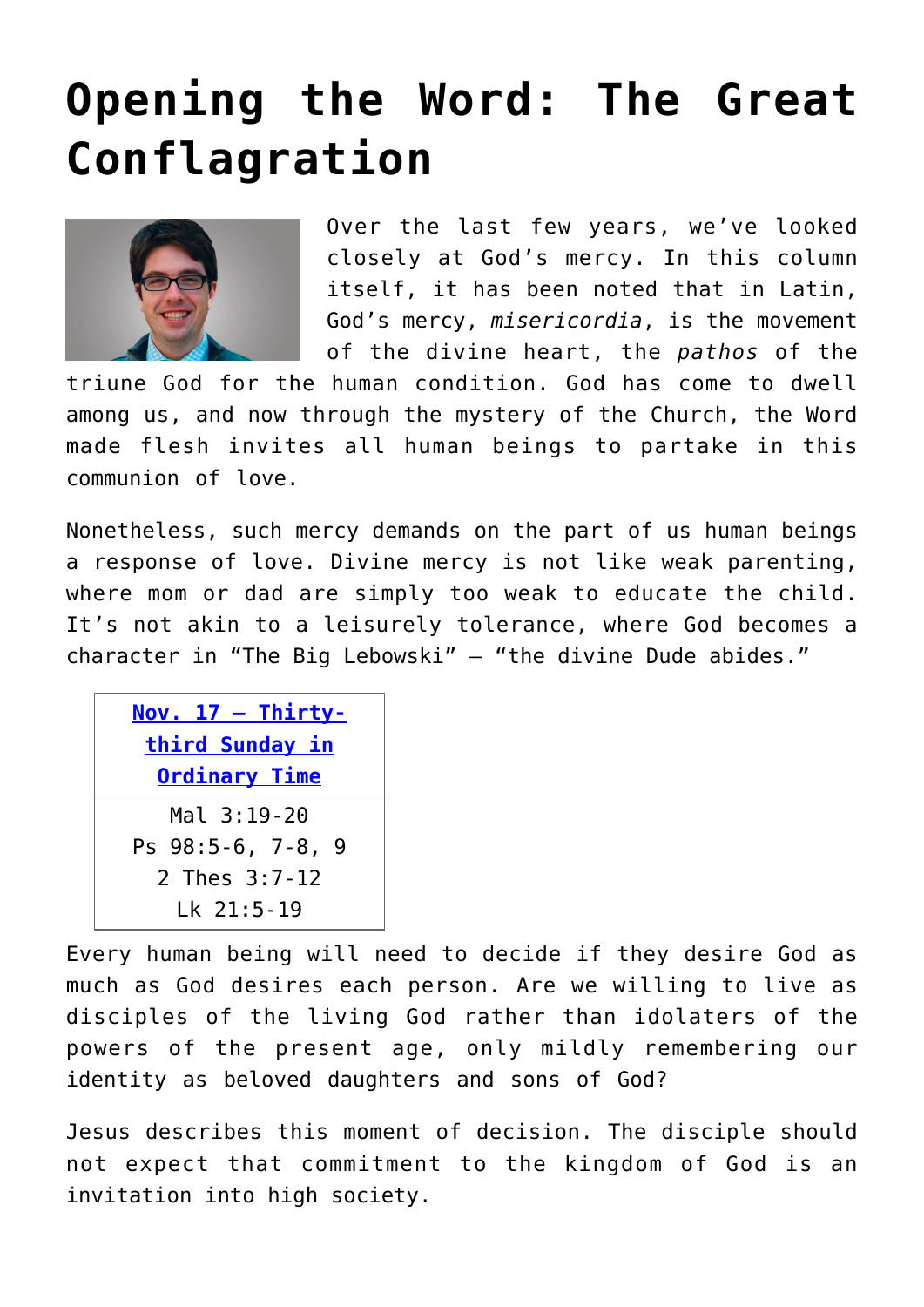# Opening the Word: The Great Conflagration

Over the last few years, we've looked closely at God's mercy. In this column itself, it has been noted that in Latin, God's mercy, *misericordia*, is the movement of the divine heart, the *pathos* of the triune God for the human condition. God has come to dwell among us, and now through the mystery of the Church, the Word made flesh invites all human beings to partake in this communion of love.

Nonetheless, such mercy demands on the part of us human beings a response of love. Divine mercy is not like weak parenting, where mom or dad are simply too weak to educate the child. It's not akin to a leisurely tolerance, where God becomes a character in "The Big Lebowski" — "the divine Dude abides."

| Nov. 17 – Thirty-third Sunday in Ordinary Time |
| --- |
| Mal 3:19-20<br>Ps 98:5-6, 7-8, 9<br>2 Thes 3:7-12<br>Lk 21:5-19 |

Every human being will need to decide if they desire God as much as God desires each person. Are we willing to live as disciples of the living God rather than idolaters of the powers of the present age, only mildly remembering our identity as beloved daughters and sons of God?

Jesus describes this moment of decision. The disciple should not expect that commitment to the kingdom of God is an invitation into high society.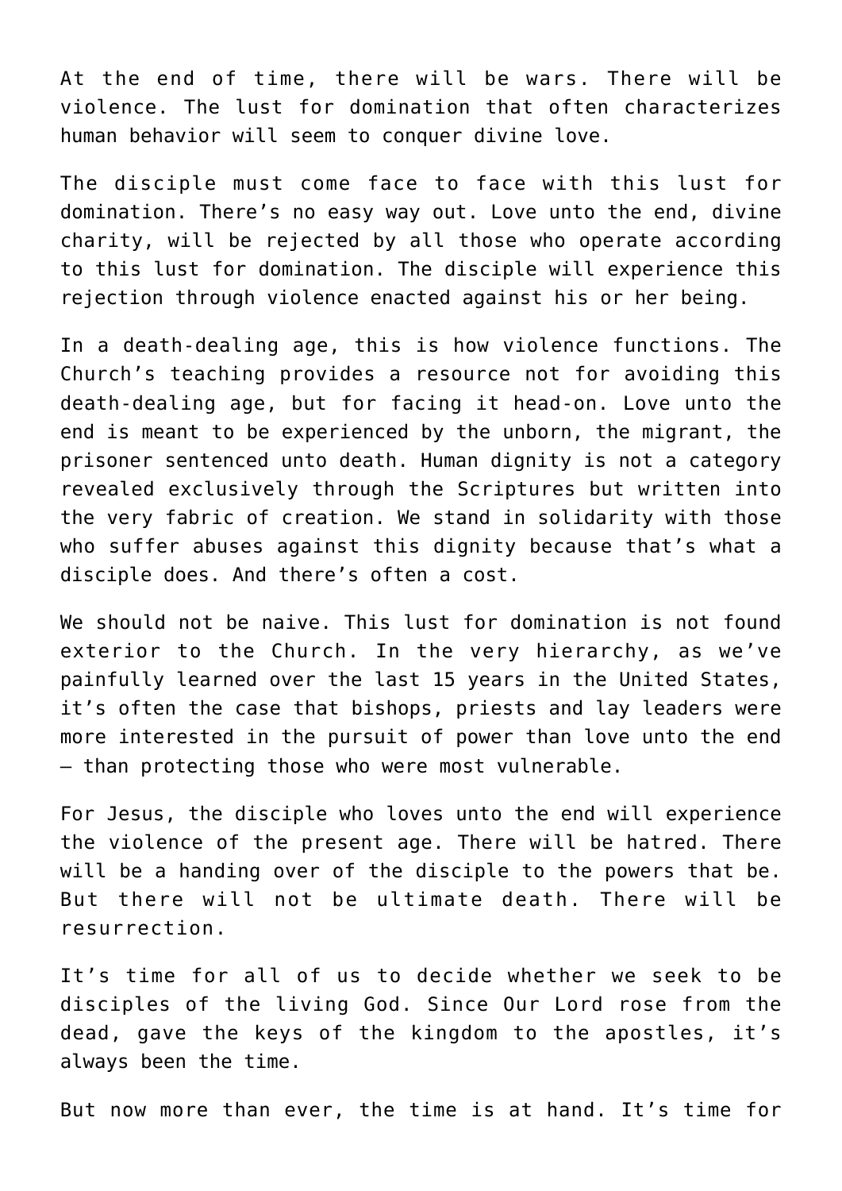At the end of time, there will be wars. There will be violence. The lust for domination that often characterizes human behavior will seem to conquer divine love.

The disciple must come face to face with this lust for domination. There's no easy way out. Love unto the end, divine charity, will be rejected by all those who operate according to this lust for domination. The disciple will experience this rejection through violence enacted against his or her being.

In a death-dealing age, this is how violence functions. The Church's teaching provides a resource not for avoiding this death-dealing age, but for facing it head-on. Love unto the end is meant to be experienced by the unborn, the migrant, the prisoner sentenced unto death. Human dignity is not a category revealed exclusively through the Scriptures but written into the very fabric of creation. We stand in solidarity with those who suffer abuses against this dignity because that's what a disciple does. And there's often a cost.

We should not be naive. This lust for domination is not found exterior to the Church. In the very hierarchy, as we've painfully learned over the last 15 years in the United States, it's often the case that bishops, priests and lay leaders were more interested in the pursuit of power than love unto the end — than protecting those who were most vulnerable.

For Jesus, the disciple who loves unto the end will experience the violence of the present age. There will be hatred. There will be a handing over of the disciple to the powers that be. But there will not be ultimate death. There will be resurrection.

It's time for all of us to decide whether we seek to be disciples of the living God. Since Our Lord rose from the dead, gave the keys of the kingdom to the apostles, it's always been the time.

But now more than ever, the time is at hand. It's time for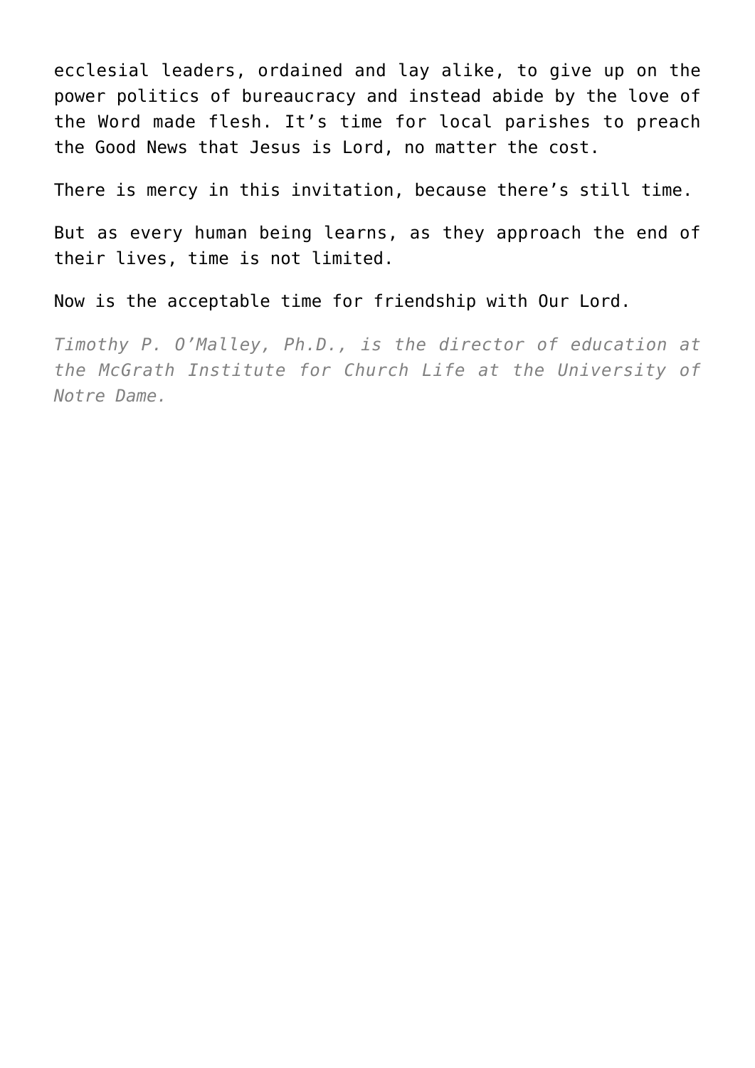ecclesial leaders, ordained and lay alike, to give up on the power politics of bureaucracy and instead abide by the love of the Word made flesh. It's time for local parishes to preach the Good News that Jesus is Lord, no matter the cost.

There is mercy in this invitation, because there's still time.

But as every human being learns, as they approach the end of their lives, time is not limited.

Now is the acceptable time for friendship with Our Lord.

*Timothy P. O'Malley, Ph.D., is the director of education at the McGrath Institute for Church Life at the University of Notre Dame.*